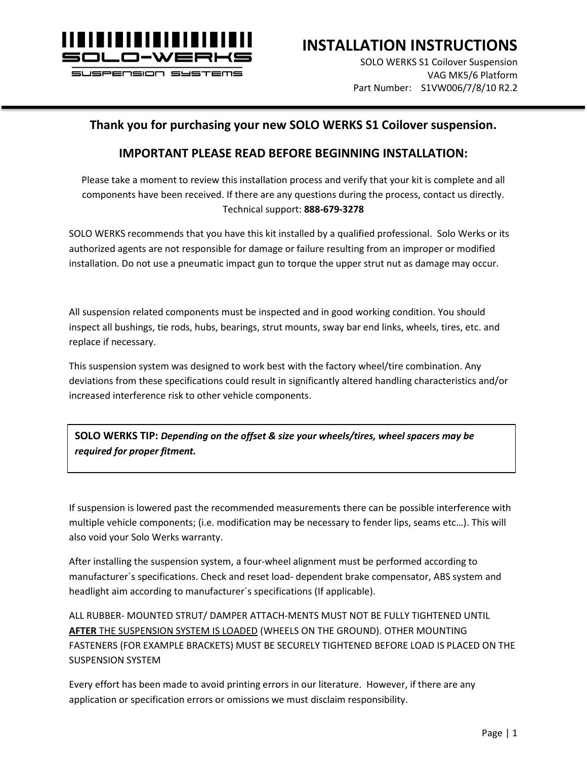# INSTALLATION INSTRUCTIONS

SOLO WERKS S1 Coilover Suspension
VAG MK5/6 Platform
Part Number: S1VW006/7/8/10 R2.2

## Thank you for purchasing your new SOLO WERKS S1 Coilover suspension.

## IMPORTANT PLEASE READ BEFORE BEGINNING INSTALLATION:

Please take a moment to review this installation process and verify that your kit is complete and all components have been received. If there are any questions during the process, contact us directly. Technical support: **888-679-3278**

SOLO WERKS recommends that you have this kit installed by a qualified professional. Solo Werks or its authorized agents are not responsible for damage or failure resulting from an improper or modified installation. Do not use a pneumatic impact gun to torque the upper strut nut as damage may occur.

All suspension related components must be inspected and in good working condition. You should inspect all bushings, tie rods, hubs, bearings, strut mounts, sway bar end links, wheels, tires, etc. and replace if necessary.

This suspension system was designed to work best with the factory wheel/tire combination. Any deviations from these specifications could result in significantly altered handling characteristics and/or increased interference risk to other vehicle components.

> **SOLO WERKS TIP:** ***Depending on the offset & size your wheels/tires, wheel spacers may be required for proper fitment.***

If suspension is lowered past the recommended measurements there can be possible interference with multiple vehicle components; (i.e. modification may be necessary to fender lips, seams etc…). This will also void your Solo Werks warranty.

After installing the suspension system, a four-wheel alignment must be performed according to manufacturer´s specifications. Check and reset load- dependent brake compensator, ABS system and headlight aim according to manufacturer´s specifications (If applicable).

ALL RUBBER- MOUNTED STRUT/ DAMPER ATTACH-MENTS MUST NOT BE FULLY TIGHTENED UNTIL **AFTER** THE SUSPENSION SYSTEM IS LOADED (WHEELS ON THE GROUND). OTHER MOUNTING FASTENERS (FOR EXAMPLE BRACKETS) MUST BE SECURELY TIGHTENED BEFORE LOAD IS PLACED ON THE SUSPENSION SYSTEM

Every effort has been made to avoid printing errors in our literature. However, if there are any application or specification errors or omissions we must disclaim responsibility.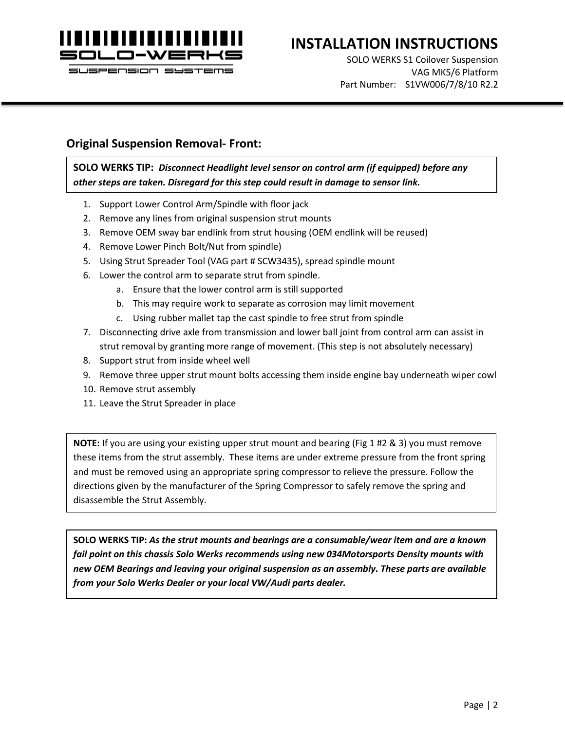## Original Suspension Removal- Front:

**SOLO WERKS TIP:** ***Disconnect Headlight level sensor on control arm (if equipped) before any other steps are taken. Disregard for this step could result in damage to sensor link.***

1. Support Lower Control Arm/Spindle with floor jack
2. Remove any lines from original suspension strut mounts
3. Remove OEM sway bar endlink from strut housing (OEM endlink will be reused)
4. Remove Lower Pinch Bolt/Nut from spindle)
5. Using Strut Spreader Tool (VAG part # SCW3435), spread spindle mount
6. Lower the control arm to separate strut from spindle.
    a. Ensure that the lower control arm is still supported
    b. This may require work to separate as corrosion may limit movement
    c. Using rubber mallet tap the cast spindle to free strut from spindle
7. Disconnecting drive axle from transmission and lower ball joint from control arm can assist in strut removal by granting more range of movement. (This step is not absolutely necessary)
8. Support strut from inside wheel well
9. Remove three upper strut mount bolts accessing them inside engine bay underneath wiper cowl
10. Remove strut assembly
11. Leave the Strut Spreader in place

**NOTE:** If you are using your existing upper strut mount and bearing (Fig 1 #2 & 3) you must remove these items from the strut assembly. These items are under extreme pressure from the front spring and must be removed using an appropriate spring compressor to relieve the pressure. Follow the directions given by the manufacturer of the Spring Compressor to safely remove the spring and disassemble the Strut Assembly.

**SOLO WERKS TIP:** ***As the strut mounts and bearings are a consumable/wear item and are a known fail point on this chassis Solo Werks recommends using new 034Motorsports Density mounts with new OEM Bearings and leaving your original suspension as an assembly. These parts are available from your Solo Werks Dealer or your local VW/Audi parts dealer.***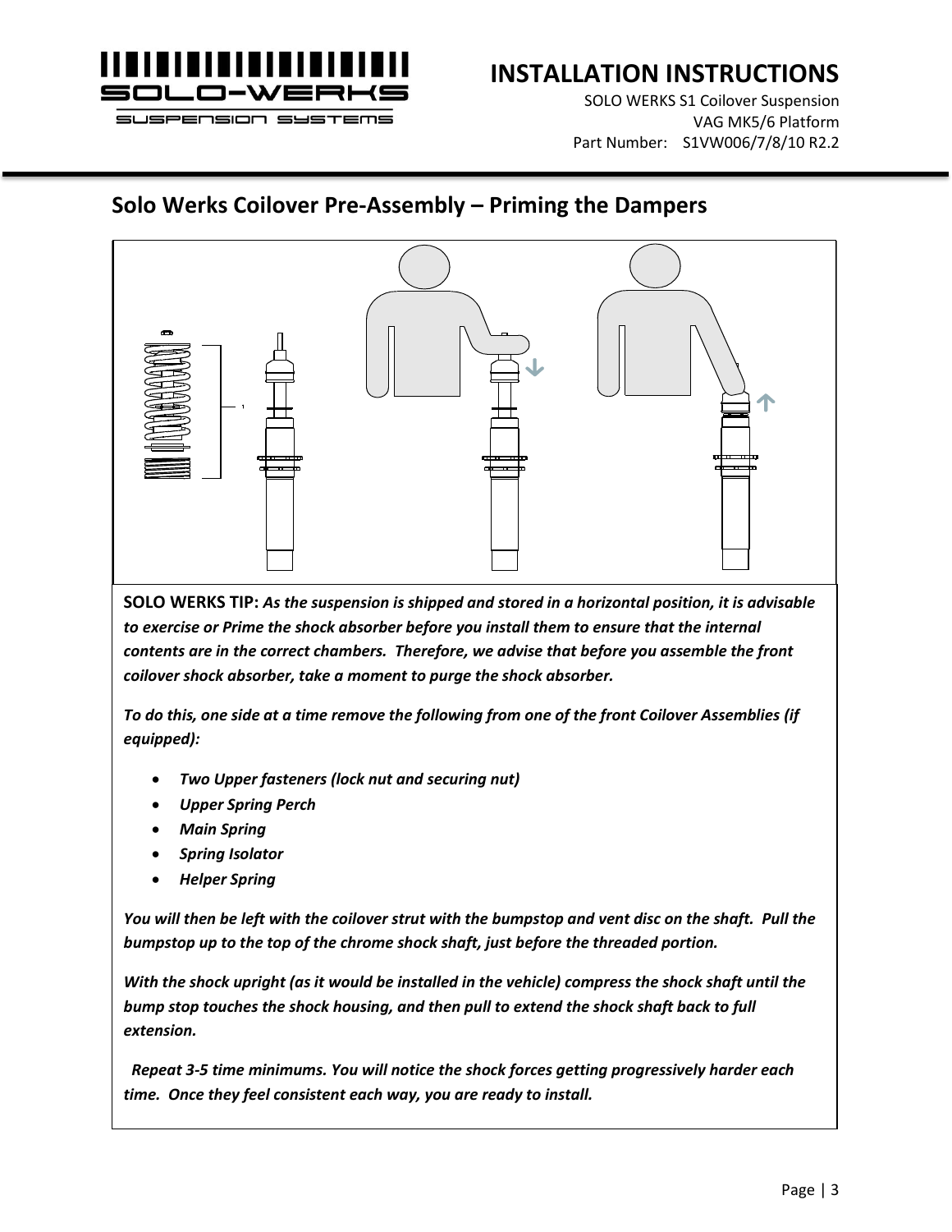## Solo Werks Coilover Pre-Assembly – Priming the Dampers

**SOLO WERKS TIP:** ***As the suspension is shipped and stored in a horizontal position, it is advisable to exercise or Prime the shock absorber before you install them to ensure that the internal contents are in the correct chambers. Therefore, we advise that before you assemble the front coilover shock absorber, take a moment to purge the shock absorber.***

***To do this, one side at a time remove the following from one of the front Coilover Assemblies (if equipped):***

- ***Two Upper fasteners (lock nut and securing nut)***
- ***Upper Spring Perch***
- ***Main Spring***
- ***Spring Isolator***
- ***Helper Spring***

***You will then be left with the coilover strut with the bumpstop and vent disc on the shaft. Pull the bumpstop up to the top of the chrome shock shaft, just before the threaded portion.***

***With the shock upright (as it would be installed in the vehicle) compress the shock shaft until the bump stop touches the shock housing, and then pull to extend the shock shaft back to full extension.***

***Repeat 3-5 time minimums. You will notice the shock forces getting progressively harder each time. Once they feel consistent each way, you are ready to install.***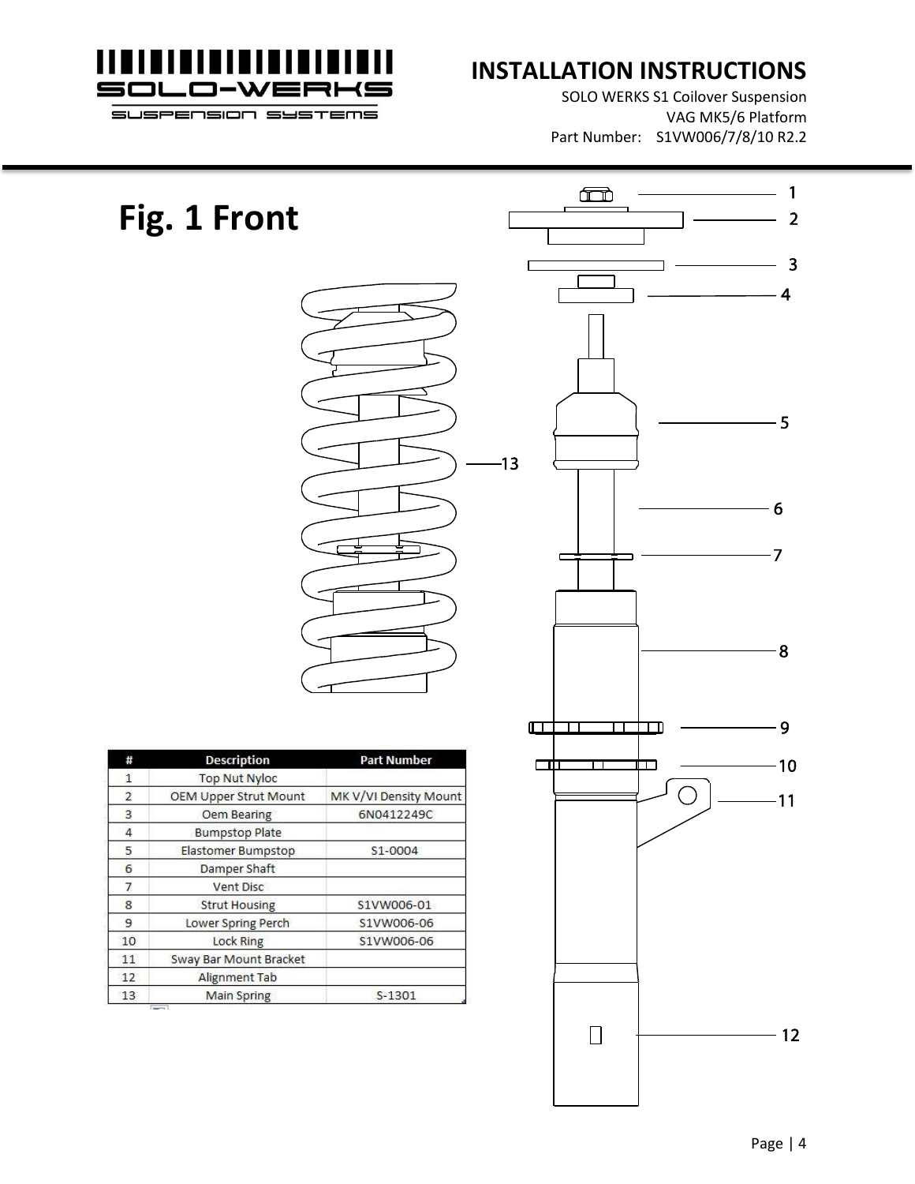# Fig. 1 Front

| # | Description | Part Number |
|---|---|---|
| 1 | Top Nut Nyloc | |
| 2 | OEM Upper Strut Mount | MK V/VI Density Mount |
| 3 | Oem Bearing | 6N0412249C |
| 4 | Bumpstop Plate | |
| 5 | Elastomer Bumpstop | S1-0004 |
| 6 | Damper Shaft | |
| 7 | Vent Disc | |
| 8 | Strut Housing | S1VW006-01 |
| 9 | Lower Spring Perch | S1VW006-06 |
| 10 | Lock Ring | S1VW006-06 |
| 11 | Sway Bar Mount Bracket | |
| 12 | Alignment Tab | |
| 13 | Main Spring | S-1301 |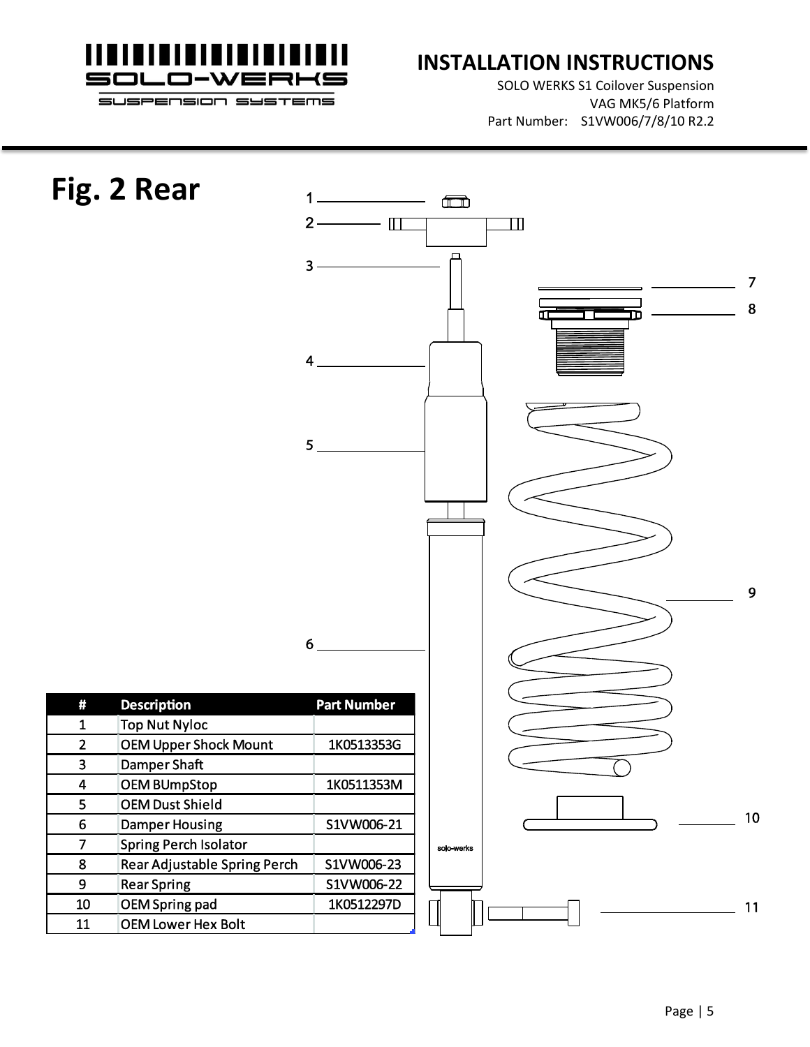# Fig. 2 Rear

| # | Description | Part Number |
|---|---|---|
| 1 | Top Nut Nyloc | |
| 2 | OEM Upper Shock Mount | 1K0513353G |
| 3 | Damper Shaft | |
| 4 | OEM BUmpStop | 1K0511353M |
| 5 | OEM Dust Shield | |
| 6 | Damper Housing | S1VW006-21 |
| 7 | Spring Perch Isolator | |
| 8 | Rear Adjustable Spring Perch | S1VW006-23 |
| 9 | Rear Spring | S1VW006-22 |
| 10 | OEM Spring pad | 1K0512297D |
| 11 | OEM Lower Hex Bolt | |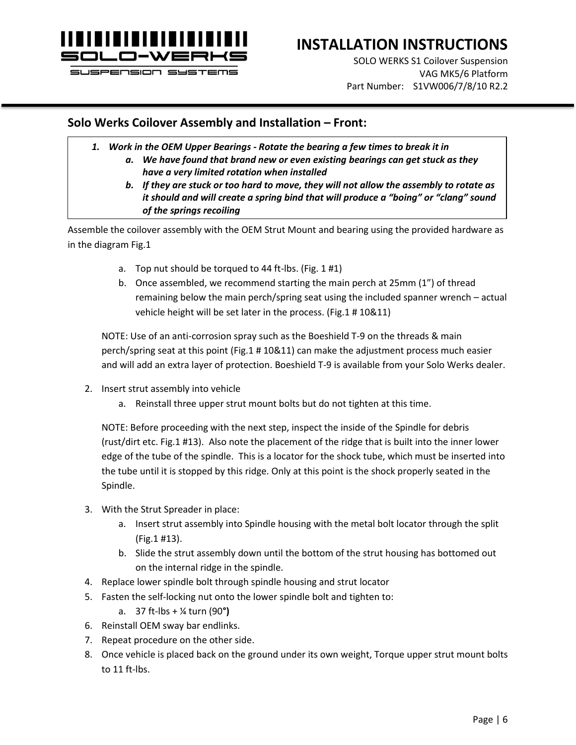## Solo Werks Coilover Assembly and Installation – Front:

1. ***Work in the OEM Upper Bearings - Rotate the bearing a few times to break it in***
    a. ***We have found that brand new or even existing bearings can get stuck as they have a very limited rotation when installed***
    b. ***If they are stuck or too hard to move, they will not allow the assembly to rotate as it should and will create a spring bind that will produce a "boing" or "clang" sound of the springs recoiling***

Assemble the coilover assembly with the OEM Strut Mount and bearing using the provided hardware as in the diagram Fig.1

   a. Top nut should be torqued to 44 ft-lbs. (Fig. 1 #1)
   b. Once assembled, we recommend starting the main perch at 25mm (1") of thread remaining below the main perch/spring seat using the included spanner wrench – actual vehicle height will be set later in the process. (Fig.1 # 10&11)

   NOTE: Use of an anti-corrosion spray such as the Boeshield T-9 on the threads & main perch/spring seat at this point (Fig.1 # 10&11) can make the adjustment process much easier and will add an extra layer of protection. Boeshield T-9 is available from your Solo Werks dealer.

2. Insert strut assembly into vehicle
    a. Reinstall three upper strut mount bolts but do not tighten at this time.

   NOTE: Before proceeding with the next step, inspect the inside of the Spindle for debris (rust/dirt etc. Fig.1 #13). Also note the placement of the ridge that is built into the inner lower edge of the tube of the spindle. This is a locator for the shock tube, which must be inserted into the tube until it is stopped by this ridge. Only at this point is the shock properly seated in the Spindle.

3. With the Strut Spreader in place:
    a. Insert strut assembly into Spindle housing with the metal bolt locator through the split (Fig.1 #13).
    b. Slide the strut assembly down until the bottom of the strut housing has bottomed out on the internal ridge in the spindle.
4. Replace lower spindle bolt through spindle housing and strut locator
5. Fasten the self-locking nut onto the lower spindle bolt and tighten to:
    a. 37 ft-lbs + ¼ turn (90°)
6. Reinstall OEM sway bar endlinks.
7. Repeat procedure on the other side.
8. Once vehicle is placed back on the ground under its own weight, Torque upper strut mount bolts to 11 ft-lbs.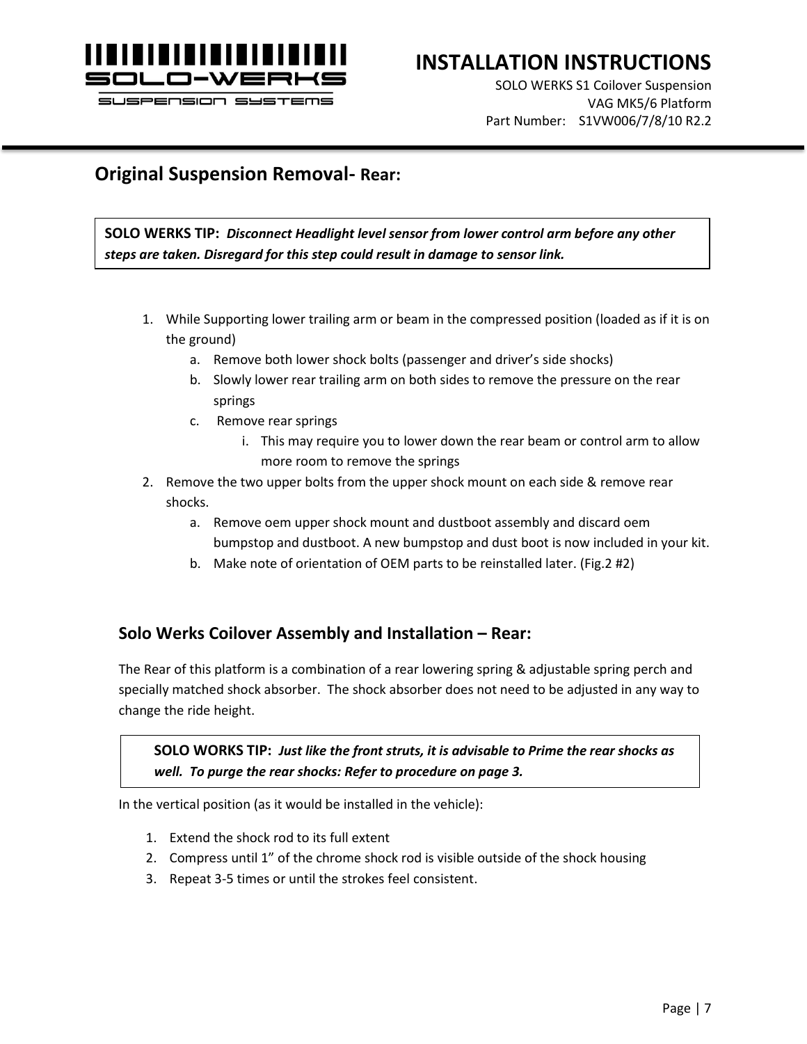## Original Suspension Removal- Rear:

> **SOLO WERKS TIP:** ***Disconnect Headlight level sensor from lower control arm before any other steps are taken. Disregard for this step could result in damage to sensor link.***

1. While Supporting lower trailing arm or beam in the compressed position (loaded as if it is on the ground)
   a. Remove both lower shock bolts (passenger and driver's side shocks)
   b. Slowly lower rear trailing arm on both sides to remove the pressure on the rear springs
   c. Remove rear springs
      i. This may require you to lower down the rear beam or control arm to allow more room to remove the springs
2. Remove the two upper bolts from the upper shock mount on each side & remove rear shocks.
   a. Remove oem upper shock mount and dustboot assembly and discard oem bumpstop and dustboot. A new bumpstop and dust boot is now included in your kit.
   b. Make note of orientation of OEM parts to be reinstalled later. (Fig.2 #2)

### Solo Werks Coilover Assembly and Installation – Rear:

The Rear of this platform is a combination of a rear lowering spring & adjustable spring perch and specially matched shock absorber. The shock absorber does not need to be adjusted in any way to change the ride height.

> **SOLO WORKS TIP:** ***Just like the front struts, it is advisable to Prime the rear shocks as well. To purge the rear shocks: Refer to procedure on page 3.***

In the vertical position (as it would be installed in the vehicle):

1. Extend the shock rod to its full extent
2. Compress until 1" of the chrome shock rod is visible outside of the shock housing
3. Repeat 3-5 times or until the strokes feel consistent.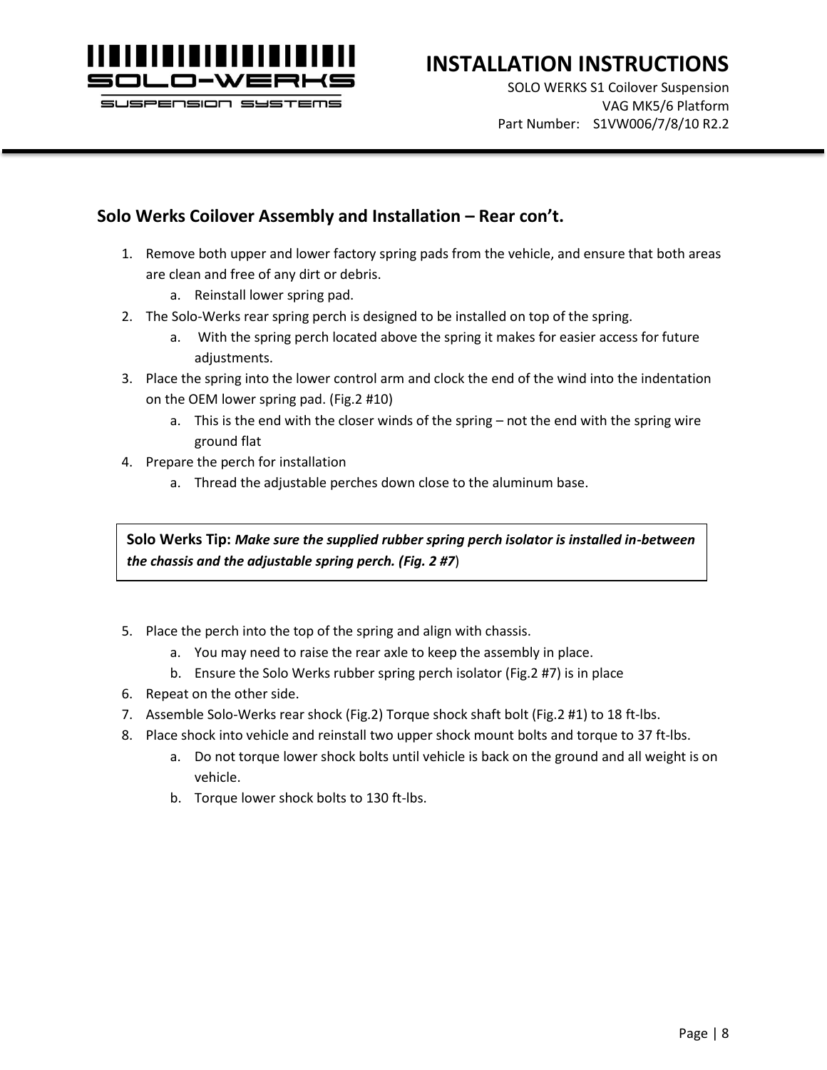## Solo Werks Coilover Assembly and Installation – Rear con't.

1. Remove both upper and lower factory spring pads from the vehicle, and ensure that both areas are clean and free of any dirt or debris.
   a. Reinstall lower spring pad.
2. The Solo-Werks rear spring perch is designed to be installed on top of the spring.
   a. With the spring perch located above the spring it makes for easier access for future adjustments.
3. Place the spring into the lower control arm and clock the end of the wind into the indentation on the OEM lower spring pad. (Fig.2 #10)
   a. This is the end with the closer winds of the spring – not the end with the spring wire ground flat
4. Prepare the perch for installation
   a. Thread the adjustable perches down close to the aluminum base.

> **Solo Werks Tip:** ***Make sure the supplied rubber spring perch isolator is installed in-between the chassis and the adjustable spring perch. (Fig. 2 #7***)

5. Place the perch into the top of the spring and align with chassis.
   a. You may need to raise the rear axle to keep the assembly in place.
   b. Ensure the Solo Werks rubber spring perch isolator (Fig.2 #7) is in place
6. Repeat on the other side.
7. Assemble Solo-Werks rear shock (Fig.2) Torque shock shaft bolt (Fig.2 #1) to 18 ft-lbs.
8. Place shock into vehicle and reinstall two upper shock mount bolts and torque to 37 ft-lbs.
   a. Do not torque lower shock bolts until vehicle is back on the ground and all weight is on vehicle.
   b. Torque lower shock bolts to 130 ft-lbs.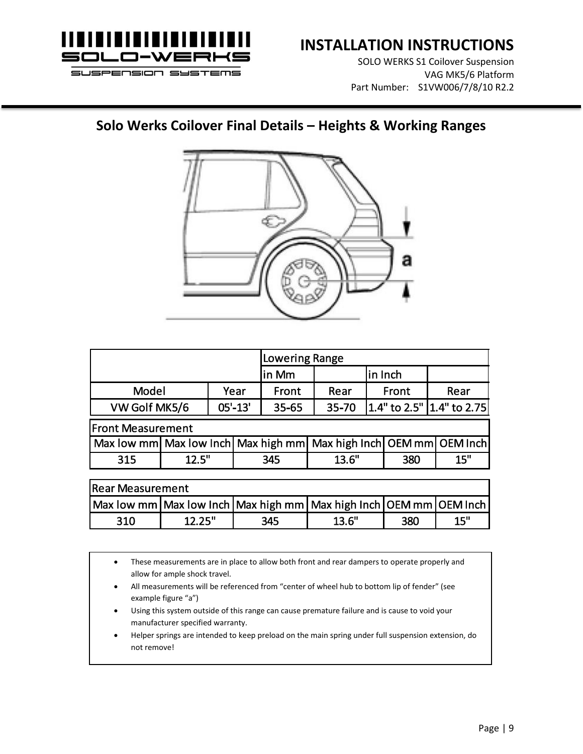## Solo Werks Coilover Final Details – Heights & Working Ranges

| | | Lowering Range | | | |
|---|---|---|---|---|---|
| | | in Mm | | in Inch | |
| Model | Year | Front | Rear | Front | Rear |
| VW Golf MK5/6 | 05'-13' | 35-65 | 35-70 | 1.4" to 2.5" | 1.4" to 2.75 |

| Front Measurement | | | | | |
|---|---|---|---|---|---|
| Max low mm | Max low Inch | Max high mm | Max high Inch | OEM mm | OEM Inch |
| 315 | 12.5" | 345 | 13.6" | 380 | 15" |

| Rear Measurement | | | | | |
|---|---|---|---|---|---|
| Max low mm | Max low Inch | Max high mm | Max high Inch | OEM mm | OEM Inch |
| 310 | 12.25" | 345 | 13.6" | 380 | 15" |

- These measurements are in place to allow both front and rear dampers to operate properly and allow for ample shock travel.
- All measurements will be referenced from "center of wheel hub to bottom lip of fender" (see example figure "a")
- Using this system outside of this range can cause premature failure and is cause to void your manufacturer specified warranty.
- Helper springs are intended to keep preload on the main spring under full suspension extension, do not remove!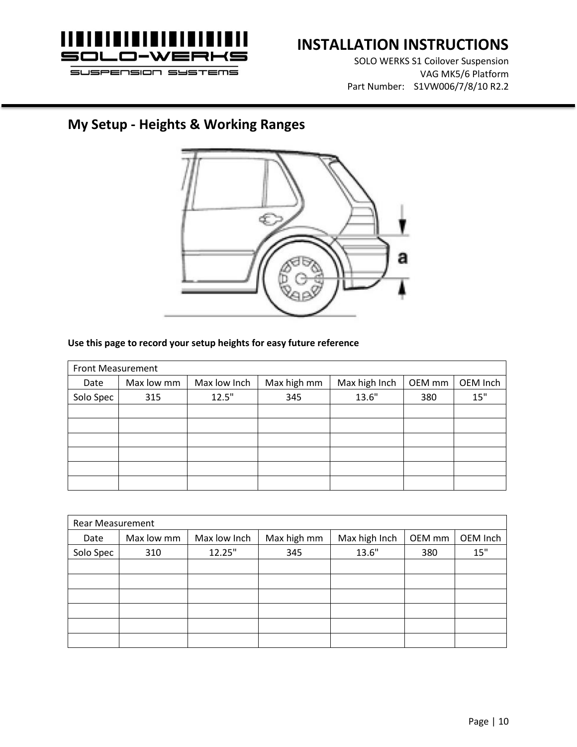## My Setup - Heights & Working Ranges

a

**Use this page to record your setup heights for easy future reference**

| Front Measurement | | | | | | |
|---|---|---|---|---|---|---|
| Date | Max low mm | Max low Inch | Max high mm | Max high Inch | OEM mm | OEM Inch |
| Solo Spec | 315 | 12.5" | 345 | 13.6" | 380 | 15" |
| | | | | | | |
| | | | | | | |
| | | | | | | |
| | | | | | | |
| | | | | | | |
| | | | | | | |

| Rear Measurement | | | | | | |
|---|---|---|---|---|---|---|
| Date | Max low mm | Max low Inch | Max high mm | Max high Inch | OEM mm | OEM Inch |
| Solo Spec | 310 | 12.25" | 345 | 13.6" | 380 | 15" |
| | | | | | | |
| | | | | | | |
| | | | | | | |
| | | | | | | |
| | | | | | | |
| | | | | | | |